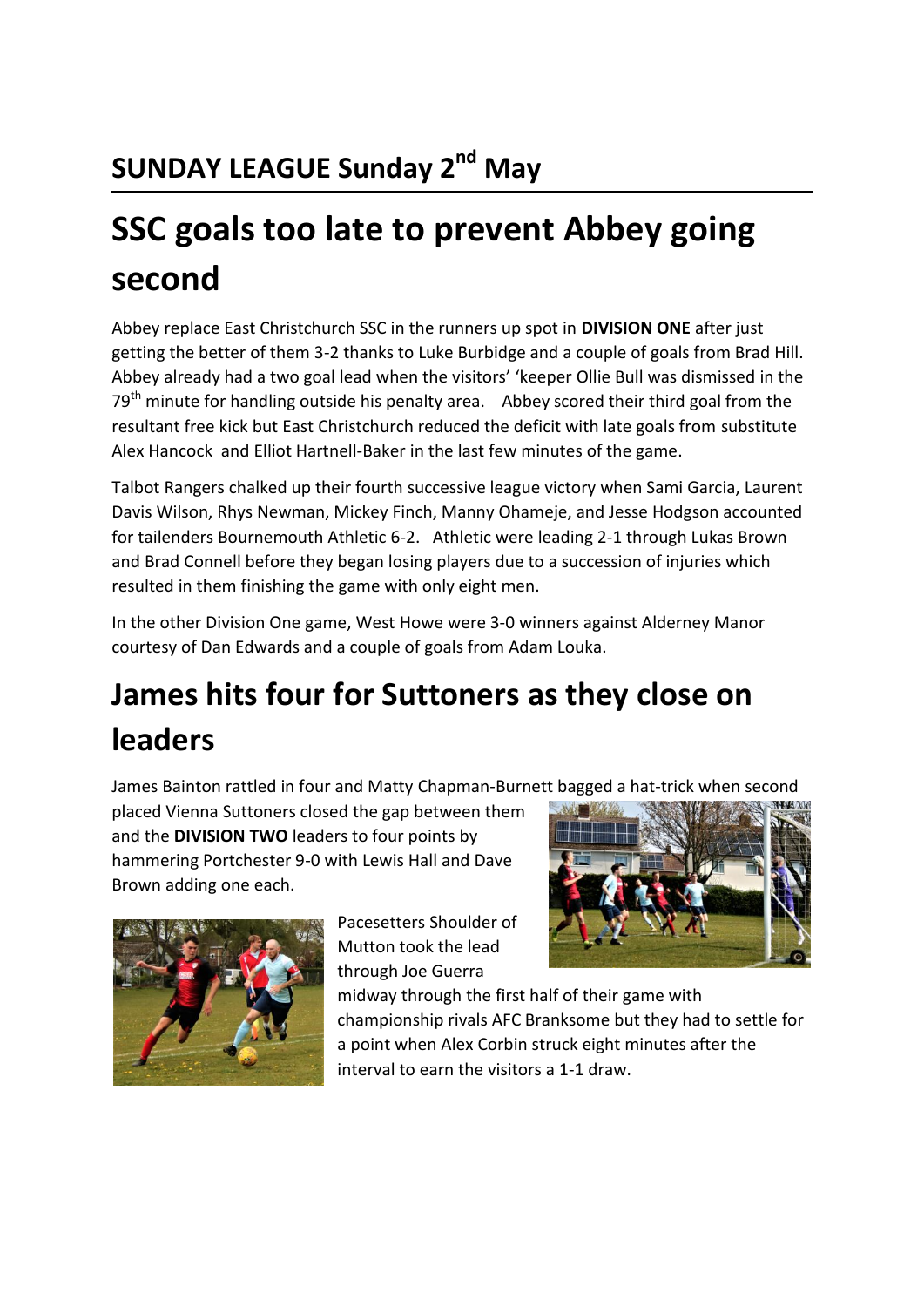## SUNDAY LEAGUE Sunday 2nd May

# SSC goals too late to prevent Abbey going second

Abbey replace East Christchurch SSC in the runners up spot in **DIVISION ONE** after just getting the better of them 3-2 thanks to Luke Burbidge and a couple of goals from Brad Hill. Abbey already had a two goal lead when the visitors' 'keeper Ollie Bull was dismissed in the 79th minute for handling outside his penalty area. Abbey scored their third goal from the resultant free kick but East Christchurch reduced the deficit with late goals from substitute Alex Hancock and Elliot Hartnell-Baker in the last few minutes of the game.

Talbot Rangers chalked up their fourth successive league victory when Sami Garcia, Laurent Davis Wilson, Rhys Newman, Mickey Finch, Manny Ohameje, and Jesse Hodgson accounted for tailenders Bournemouth Athletic 6-2. Athletic were leading 2-1 through Lukas Brown and Brad Connell before they began losing players due to a succession of injuries which resulted in them finishing the game with only eight men.

In the other Division One game, West Howe were 3-0 winners against Alderney Manor courtesy of Dan Edwards and a couple of goals from Adam Louka.

# James hits four for Suttoners as they close on leaders

James Bainton rattled in four and Matty Chapman-Burnett bagged a hat-trick when second placed Vienna Suttoners closed the gap between them and the **DIVISION TWO** leaders to four points by hammering Portchester 9-0 with Lewis Hall and Dave Brown adding one each.

Pacesetters Shoulder of Mutton took the lead through Joe Guerra midway through the first half of their game with championship rivals AFC Branksome but they had to settle for a point when Alex Corbin struck eight minutes after the interval to earn the visitors a 1-1 draw.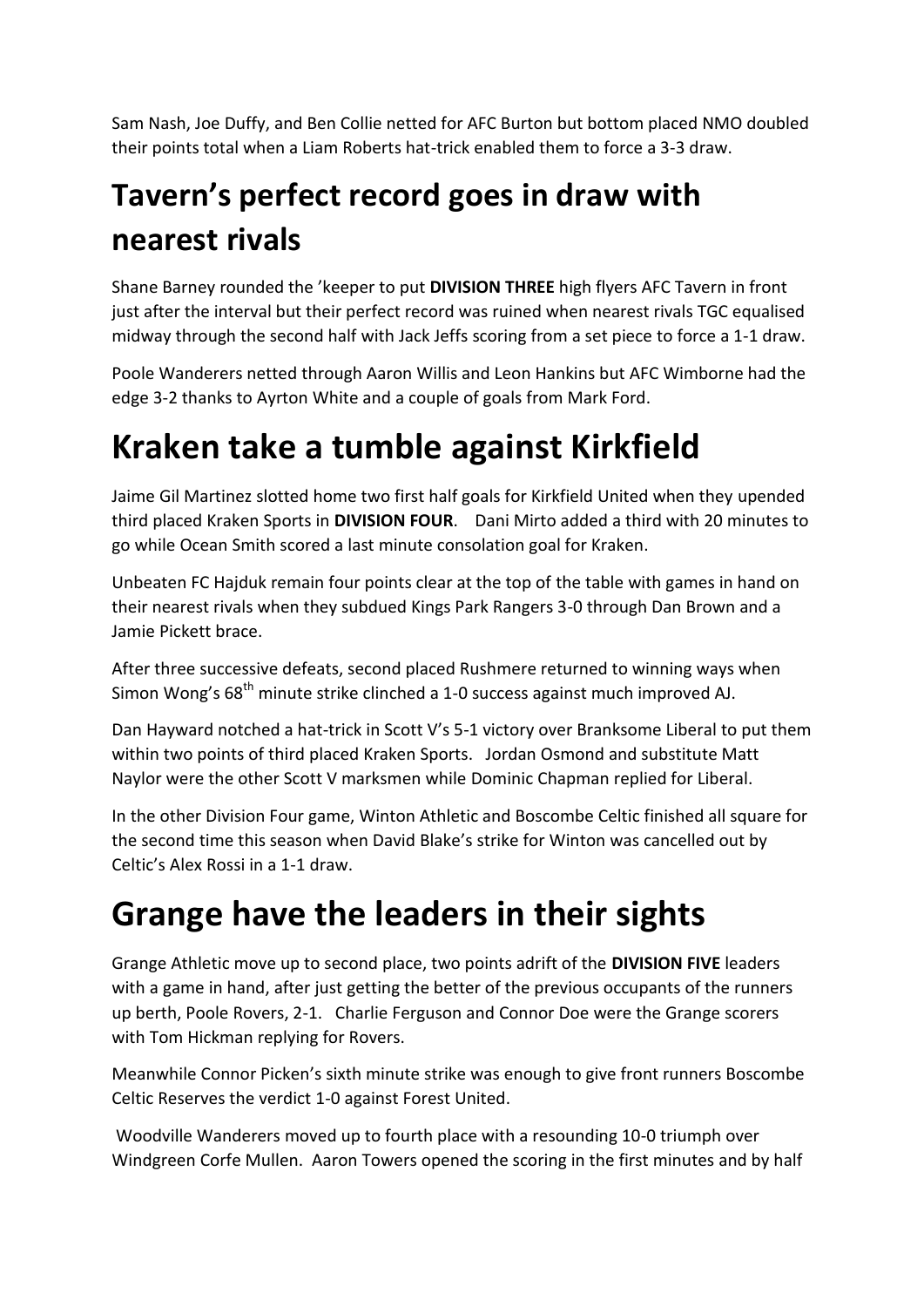Sam Nash, Joe Duffy, and Ben Collie netted for AFC Burton but bottom placed NMO doubled their points total when a Liam Roberts hat-trick enabled them to force a 3-3 draw.

## Tavern's perfect record goes in draw with nearest rivals

Shane Barney rounded the 'keeper to put **DIVISION THREE** high flyers AFC Tavern in front just after the interval but their perfect record was ruined when nearest rivals TGC equalised midway through the second half with Jack Jeffs scoring from a set piece to force a 1-1 draw.

Poole Wanderers netted through Aaron Willis and Leon Hankins but AFC Wimborne had the edge 3-2 thanks to Ayrton White and a couple of goals from Mark Ford.

# Kraken take a tumble against Kirkfield

Jaime Gil Martinez slotted home two first half goals for Kirkfield United when they upended third placed Kraken Sports in **DIVISION FOUR**. Dani Mirto added a third with 20 minutes to go while Ocean Smith scored a last minute consolation goal for Kraken.

Unbeaten FC Hajduk remain four points clear at the top of the table with games in hand on their nearest rivals when they subdued Kings Park Rangers 3-0 through Dan Brown and a Jamie Pickett brace.

After three successive defeats, second placed Rushmere returned to winning ways when Simon Wong's 68th minute strike clinched a 1-0 success against much improved AJ.

Dan Hayward notched a hat-trick in Scott V's 5-1 victory over Branksome Liberal to put them within two points of third placed Kraken Sports. Jordan Osmond and substitute Matt Naylor were the other Scott V marksmen while Dominic Chapman replied for Liberal.

In the other Division Four game, Winton Athletic and Boscombe Celtic finished all square for the second time this season when David Blake's strike for Winton was cancelled out by Celtic's Alex Rossi in a 1-1 draw.

# Grange have the leaders in their sights

Grange Athletic move up to second place, two points adrift of the **DIVISION FIVE** leaders with a game in hand, after just getting the better of the previous occupants of the runners up berth, Poole Rovers, 2-1. Charlie Ferguson and Connor Doe were the Grange scorers with Tom Hickman replying for Rovers.

Meanwhile Connor Picken's sixth minute strike was enough to give front runners Boscombe Celtic Reserves the verdict 1-0 against Forest United.

Woodville Wanderers moved up to fourth place with a resounding 10-0 triumph over Windgreen Corfe Mullen. Aaron Towers opened the scoring in the first minutes and by half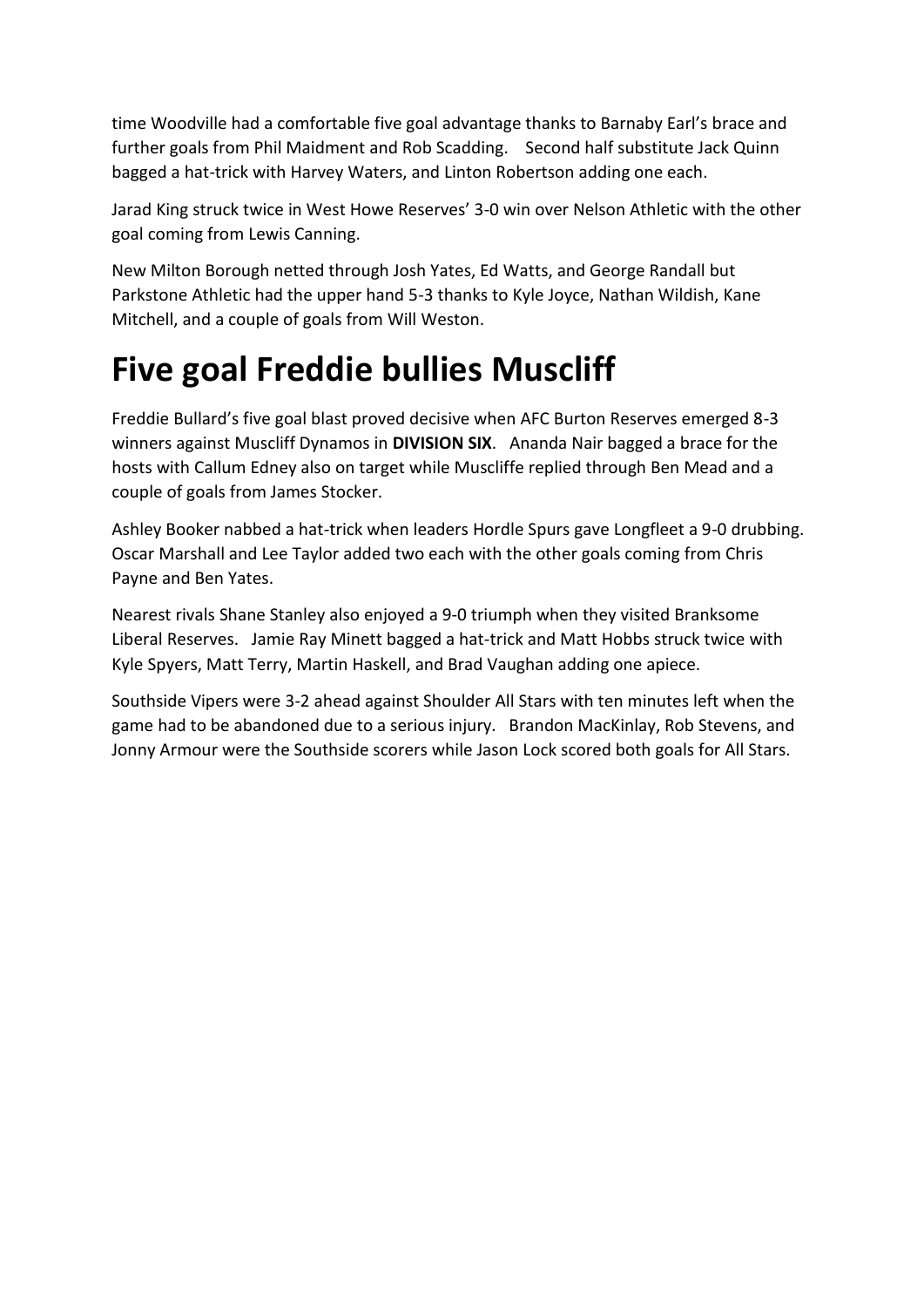time Woodville had a comfortable five goal advantage thanks to Barnaby Earl's brace and further goals from Phil Maidment and Rob Scadding. Second half substitute Jack Quinn bagged a hat-trick with Harvey Waters, and Linton Robertson adding one each.

Jarad King struck twice in West Howe Reserves' 3-0 win over Nelson Athletic with the other goal coming from Lewis Canning.

New Milton Borough netted through Josh Yates, Ed Watts, and George Randall but Parkstone Athletic had the upper hand 5-3 thanks to Kyle Joyce, Nathan Wildish, Kane Mitchell, and a couple of goals from Will Weston.

# Five goal Freddie bullies Muscliff

Freddie Bullard's five goal blast proved decisive when AFC Burton Reserves emerged 8-3 winners against Muscliff Dynamos in **DIVISION SIX**. Ananda Nair bagged a brace for the hosts with Callum Edney also on target while Muscliffe replied through Ben Mead and a couple of goals from James Stocker.

Ashley Booker nabbed a hat-trick when leaders Hordle Spurs gave Longfleet a 9-0 drubbing. Oscar Marshall and Lee Taylor added two each with the other goals coming from Chris Payne and Ben Yates.

Nearest rivals Shane Stanley also enjoyed a 9-0 triumph when they visited Branksome Liberal Reserves. Jamie Ray Minett bagged a hat-trick and Matt Hobbs struck twice with Kyle Spyers, Matt Terry, Martin Haskell, and Brad Vaughan adding one apiece.

Southside Vipers were 3-2 ahead against Shoulder All Stars with ten minutes left when the game had to be abandoned due to a serious injury. Brandon MacKinlay, Rob Stevens, and Jonny Armour were the Southside scorers while Jason Lock scored both goals for All Stars.